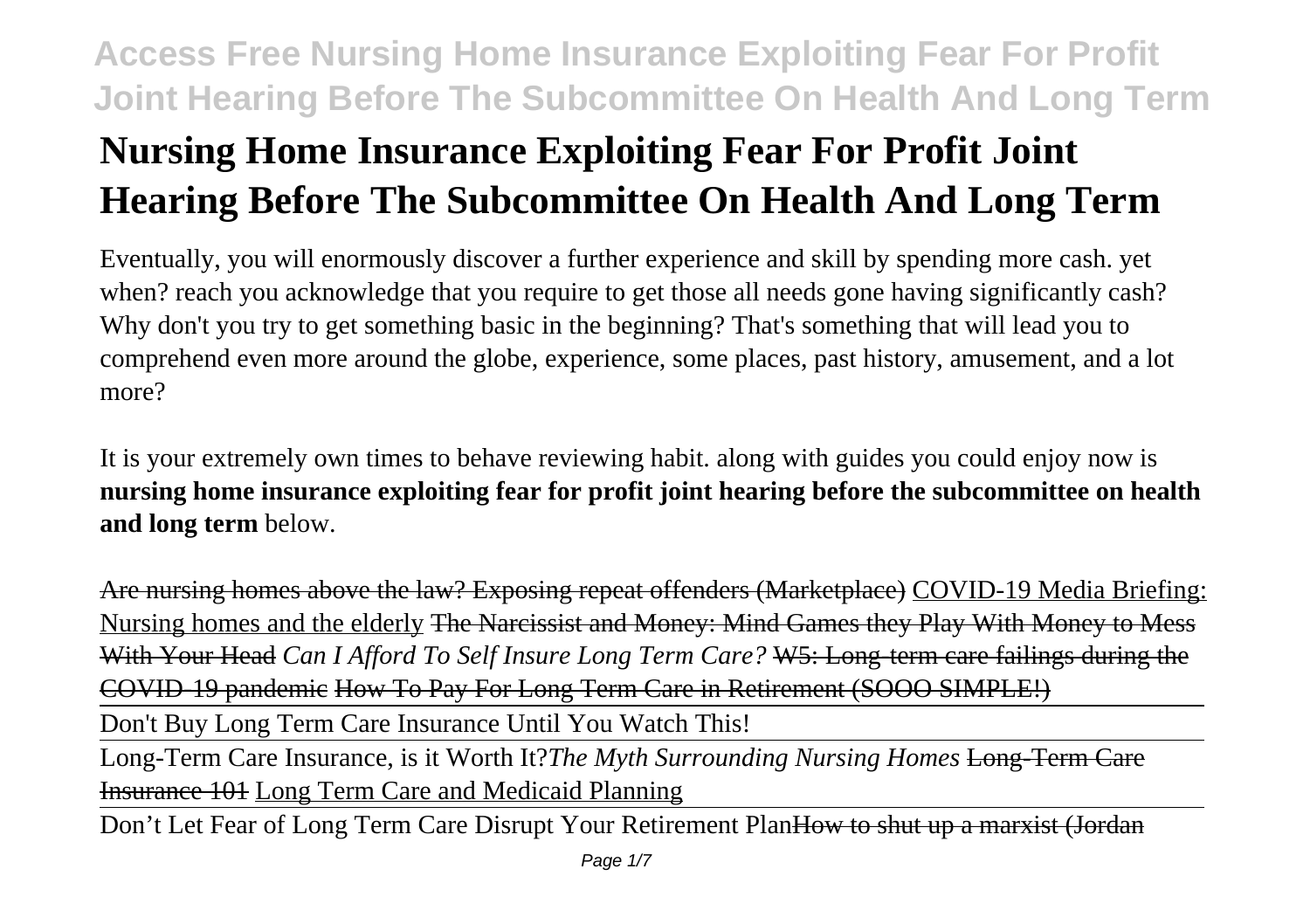# Nursing Home Insurance Exploiting Fear For Profit Joint Hearing Before The Subcommittee On Health And Long Term

Eventually, you will enormously discover a further experience and skill by spending more cash. yet when? reach you acknowledge that you require to get those all needs gone having significantly cash? Why don't you try to get something basic in the beginning? That's something that will lead you to comprehend even more around the globe, experience, some places, past history, amusement, and a lot more?

It is your extremely own times to behave reviewing habit. along with guides you could enjoy now is **nursing home insurance exploiting fear for profit joint hearing before the subcommittee on health and long term** below.

~~Are nursing homes above the law? Exposing repeat offenders (Marketplace)~~ COVID-19 Media Briefing: Nursing homes and the elderly ~~The Narcissist and Money: Mind Games they Play With Money to Mess With Your Head~~ *Can I Afford To Self Insure Long Term Care?* ~~W5: Long-term care failings during the COVID-19 pandemic~~ ~~How To Pay For Long Term Care in Retirement (SOOO SIMPLE!)~~

Don't Buy Long Term Care Insurance Until You Watch This!

Long-Term Care Insurance, is it Worth It?*The Myth Surrounding Nursing Homes* ~~Long-Term Care Insurance 101~~ Long Term Care and Medicaid Planning

Don't Let Fear of Long Term Care Disrupt Your Retirement Plan~~How to shut up a marxist (Jordan~~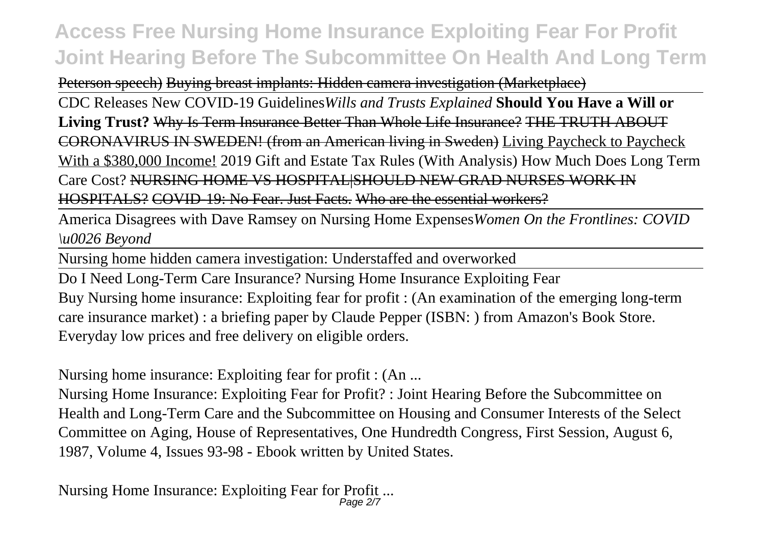Peterson speech) Buying breast implants: Hidden camera investigation (Marketplace)

CDC Releases New COVID-19 Guidelines *Wills and Trusts Explained* **Should You Have a Will or Living Trust?** Why Is Term Insurance Better Than Whole Life Insurance? THE TRUTH ABOUT CORONAVIRUS IN SWEDEN! (from an American living in Sweden) Living Paycheck to Paycheck With a $380,000 Income! 2019 Gift and Estate Tax Rules (With Analysis) How Much Does Long Term Care Cost? NURSING HOME VS HOSPITAL|SHOULD NEW GRAD NURSES WORK IN HOSPITALS? COVID-19: No Fear. Just Facts. Who are the essential workers?

America Disagrees with Dave Ramsey on Nursing Home Expenses *Women On the Frontlines: COVID \u0026 Beyond*

Nursing home hidden camera investigation: Understaffed and overworked

Do I Need Long-Term Care Insurance? Nursing Home Insurance Exploiting Fear

Buy Nursing home insurance: Exploiting fear for profit : (An examination of the emerging long-term care insurance market) : a briefing paper by Claude Pepper (ISBN: ) from Amazon's Book Store. Everyday low prices and free delivery on eligible orders.

Nursing home insurance: Exploiting fear for profit : (An ...

Nursing Home Insurance: Exploiting Fear for Profit? : Joint Hearing Before the Subcommittee on Health and Long-Term Care and the Subcommittee on Housing and Consumer Interests of the Select Committee on Aging, House of Representatives, One Hundredth Congress, First Session, August 6, 1987, Volume 4, Issues 93-98 - Ebook written by United States.

Nursing Home Insurance: Exploiting Fear for Profit ...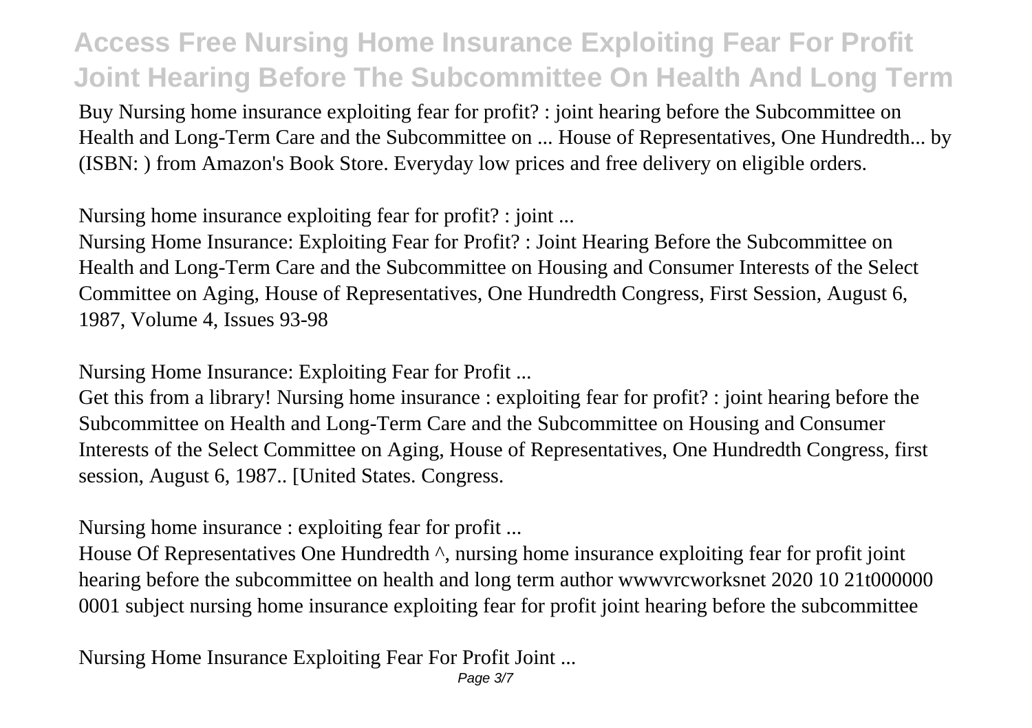Buy Nursing home insurance exploiting fear for profit? : joint hearing before the Subcommittee on Health and Long-Term Care and the Subcommittee on ... House of Representatives, One Hundredth... by (ISBN: ) from Amazon's Book Store. Everyday low prices and free delivery on eligible orders.

Nursing home insurance exploiting fear for profit? : joint ...

Nursing Home Insurance: Exploiting Fear for Profit? : Joint Hearing Before the Subcommittee on Health and Long-Term Care and the Subcommittee on Housing and Consumer Interests of the Select Committee on Aging, House of Representatives, One Hundredth Congress, First Session, August 6, 1987, Volume 4, Issues 93-98

Nursing Home Insurance: Exploiting Fear for Profit ...

Get this from a library! Nursing home insurance : exploiting fear for profit? : joint hearing before the Subcommittee on Health and Long-Term Care and the Subcommittee on Housing and Consumer Interests of the Select Committee on Aging, House of Representatives, One Hundredth Congress, first session, August 6, 1987.. [United States. Congress.

Nursing home insurance : exploiting fear for profit ...

House Of Representatives One Hundredth ^, nursing home insurance exploiting fear for profit joint hearing before the subcommittee on health and long term author wwwvrcworksnet 2020 10 21t000000 0001 subject nursing home insurance exploiting fear for profit joint hearing before the subcommittee

Nursing Home Insurance Exploiting Fear For Profit Joint ...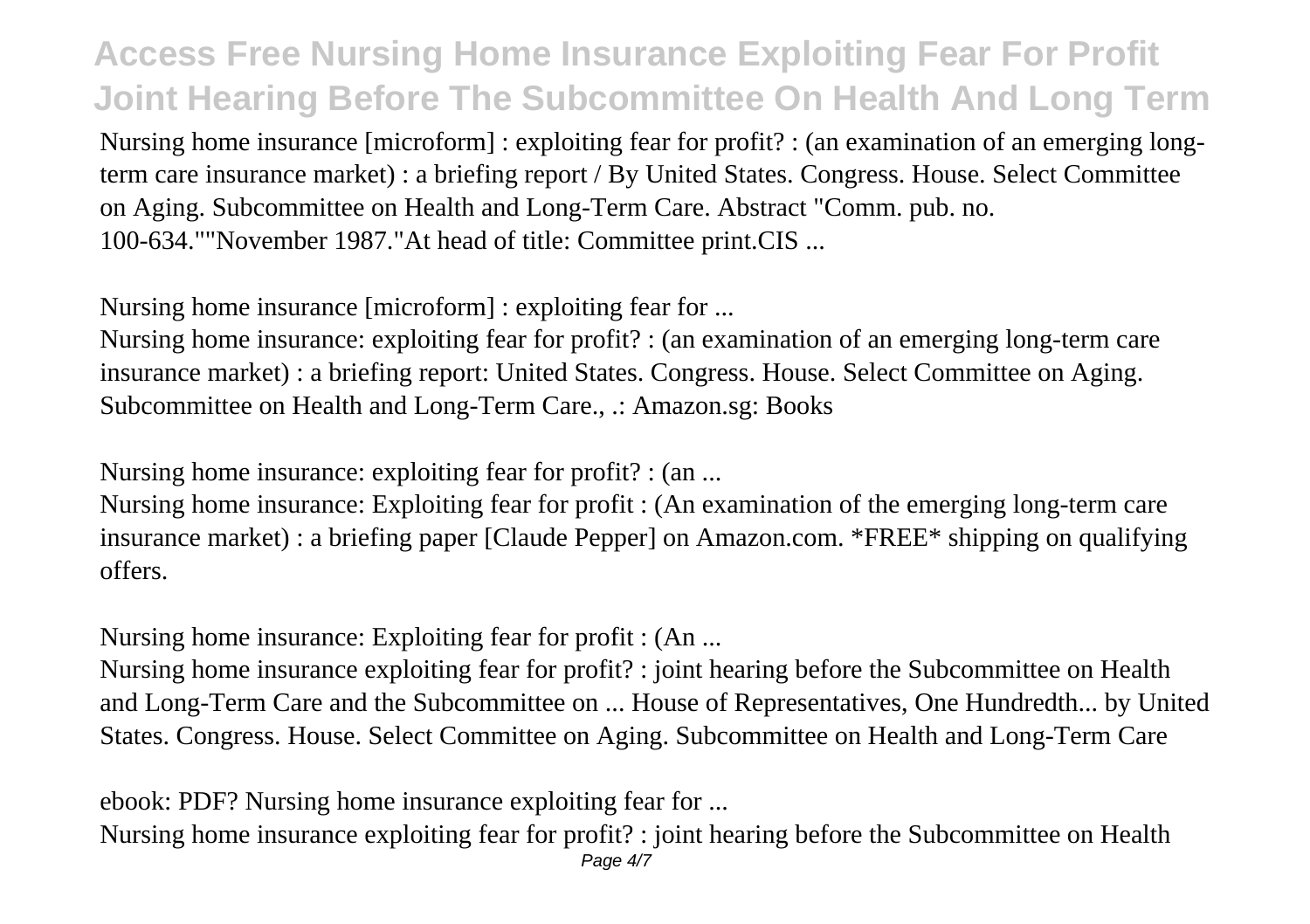Nursing home insurance [microform] : exploiting fear for profit? : (an examination of an emerging long-term care insurance market) : a briefing report / By United States. Congress. House. Select Committee on Aging. Subcommittee on Health and Long-Term Care. Abstract "Comm. pub. no. 100-634.""November 1987."At head of title: Committee print.CIS ...

Nursing home insurance [microform] : exploiting fear for ...

Nursing home insurance: exploiting fear for profit? : (an examination of an emerging long-term care insurance market) : a briefing report: United States. Congress. House. Select Committee on Aging. Subcommittee on Health and Long-Term Care., .: Amazon.sg: Books

Nursing home insurance: exploiting fear for profit? : (an ...

Nursing home insurance: Exploiting fear for profit : (An examination of the emerging long-term care insurance market) : a briefing paper [Claude Pepper] on Amazon.com. *FREE* shipping on qualifying offers.

Nursing home insurance: Exploiting fear for profit : (An ...

Nursing home insurance exploiting fear for profit? : joint hearing before the Subcommittee on Health and Long-Term Care and the Subcommittee on ... House of Representatives, One Hundredth... by United States. Congress. House. Select Committee on Aging. Subcommittee on Health and Long-Term Care

ebook: PDF? Nursing home insurance exploiting fear for ...

Nursing home insurance exploiting fear for profit? : joint hearing before the Subcommittee on Health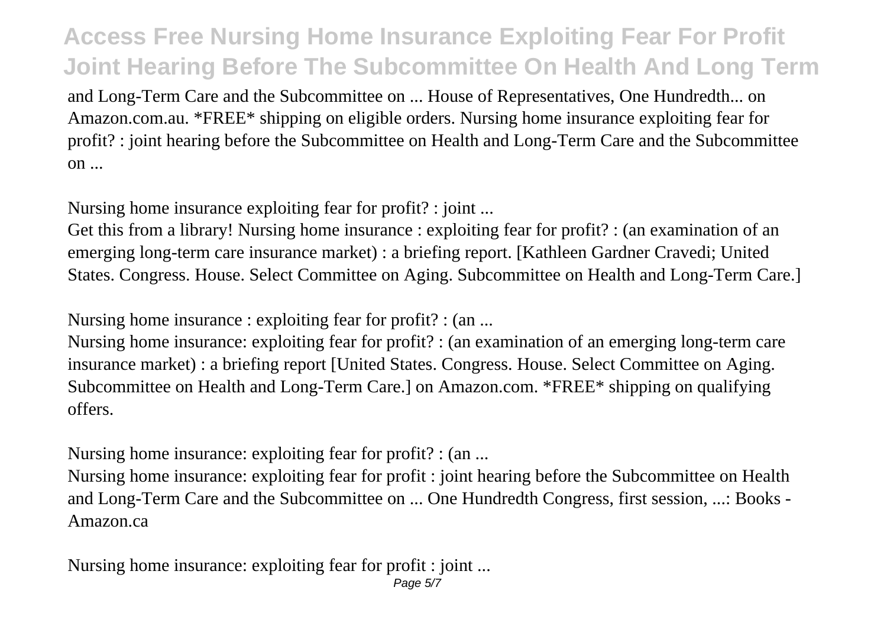and Long-Term Care and the Subcommittee on ... House of Representatives, One Hundredth... on Amazon.com.au. *FREE* shipping on eligible orders. Nursing home insurance exploiting fear for profit? : joint hearing before the Subcommittee on Health and Long-Term Care and the Subcommittee on ...

Nursing home insurance exploiting fear for profit? : joint ...

Get this from a library! Nursing home insurance : exploiting fear for profit? : (an examination of an emerging long-term care insurance market) : a briefing report. [Kathleen Gardner Cravedi; United States. Congress. House. Select Committee on Aging. Subcommittee on Health and Long-Term Care.]

Nursing home insurance : exploiting fear for profit? : (an ...

Nursing home insurance: exploiting fear for profit? : (an examination of an emerging long-term care insurance market) : a briefing report [United States. Congress. House. Select Committee on Aging. Subcommittee on Health and Long-Term Care.] on Amazon.com. *FREE* shipping on qualifying offers.

Nursing home insurance: exploiting fear for profit? : (an ...

Nursing home insurance: exploiting fear for profit : joint hearing before the Subcommittee on Health and Long-Term Care and the Subcommittee on ... One Hundredth Congress, first session, ...: Books - Amazon.ca

Nursing home insurance: exploiting fear for profit : joint ...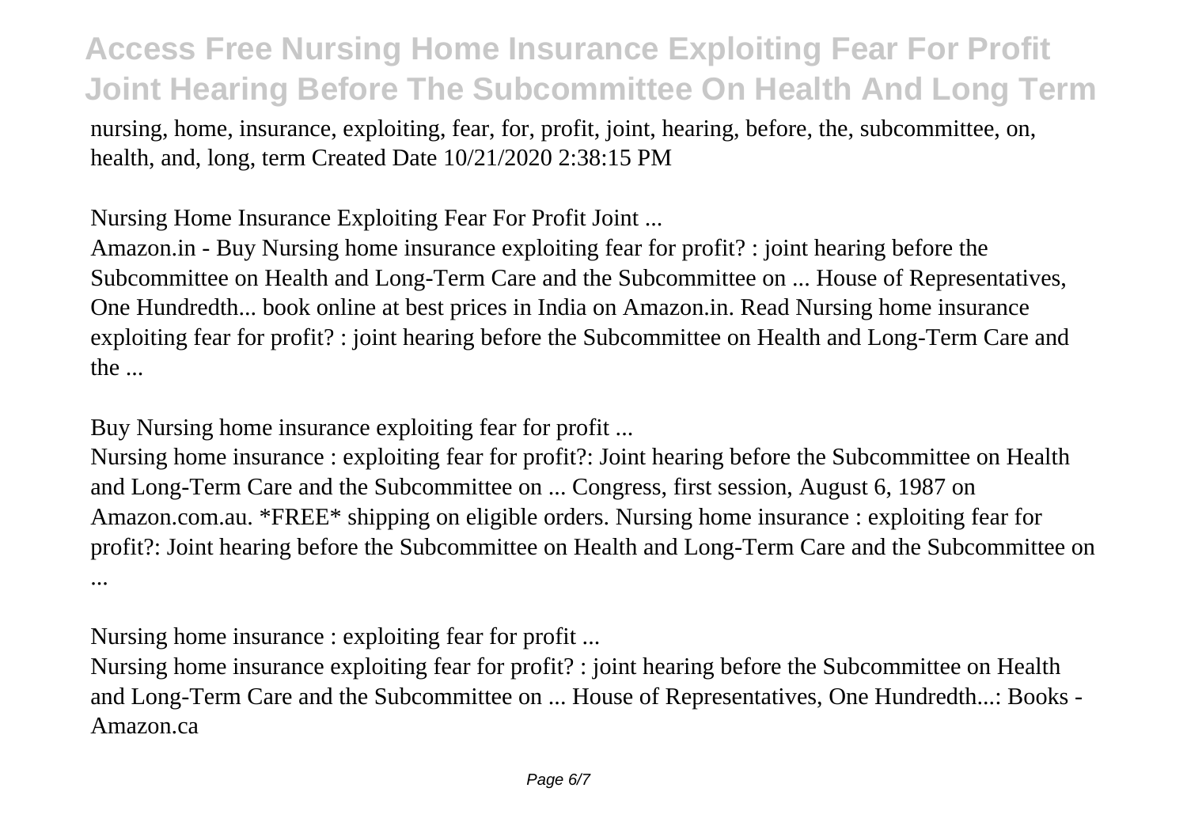nursing, home, insurance, exploiting, fear, for, profit, joint, hearing, before, the, subcommittee, on, health, and, long, term Created Date 10/21/2020 2:38:15 PM

Nursing Home Insurance Exploiting Fear For Profit Joint ...

Amazon.in - Buy Nursing home insurance exploiting fear for profit? : joint hearing before the Subcommittee on Health and Long-Term Care and the Subcommittee on ... House of Representatives, One Hundredth... book online at best prices in India on Amazon.in. Read Nursing home insurance exploiting fear for profit? : joint hearing before the Subcommittee on Health and Long-Term Care and the ...

Buy Nursing home insurance exploiting fear for profit ...

Nursing home insurance : exploiting fear for profit?: Joint hearing before the Subcommittee on Health and Long-Term Care and the Subcommittee on ... Congress, first session, August 6, 1987 on Amazon.com.au. *FREE* shipping on eligible orders. Nursing home insurance : exploiting fear for profit?: Joint hearing before the Subcommittee on Health and Long-Term Care and the Subcommittee on ...

Nursing home insurance : exploiting fear for profit ...

Nursing home insurance exploiting fear for profit? : joint hearing before the Subcommittee on Health and Long-Term Care and the Subcommittee on ... House of Representatives, One Hundredth...: Books - Amazon.ca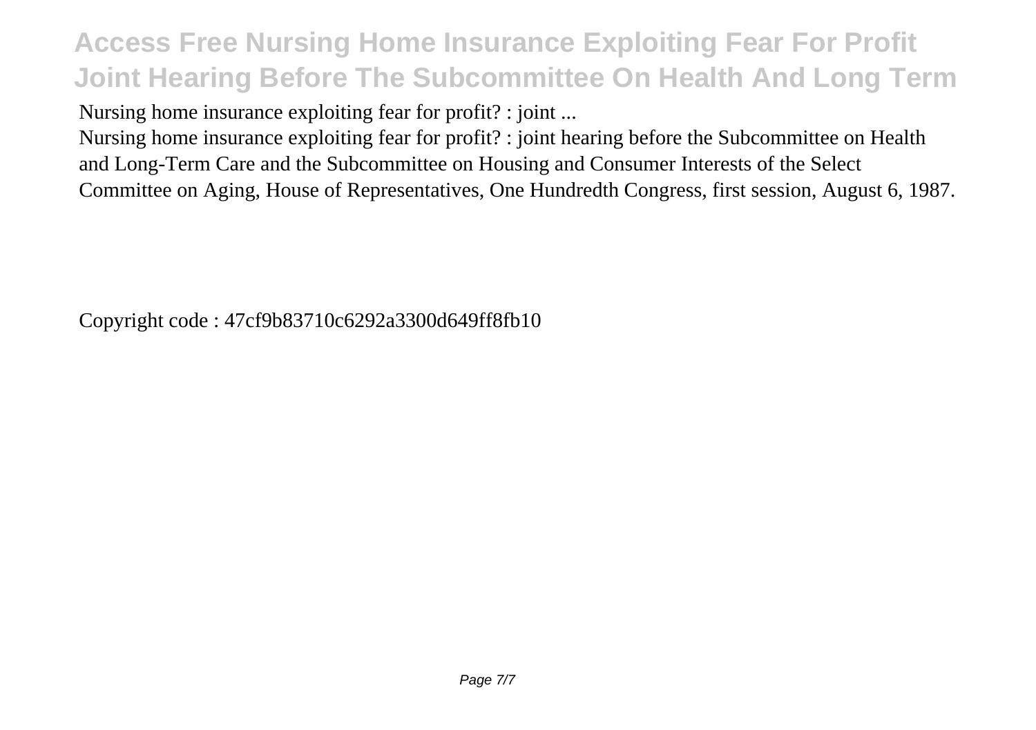Nursing home insurance exploiting fear for profit? : joint ...

Nursing home insurance exploiting fear for profit? : joint hearing before the Subcommittee on Health and Long-Term Care and the Subcommittee on Housing and Consumer Interests of the Select Committee on Aging, House of Representatives, One Hundredth Congress, first session, August 6, 1987.

Copyright code : 47cf9b83710c6292a3300d649ff8fb10